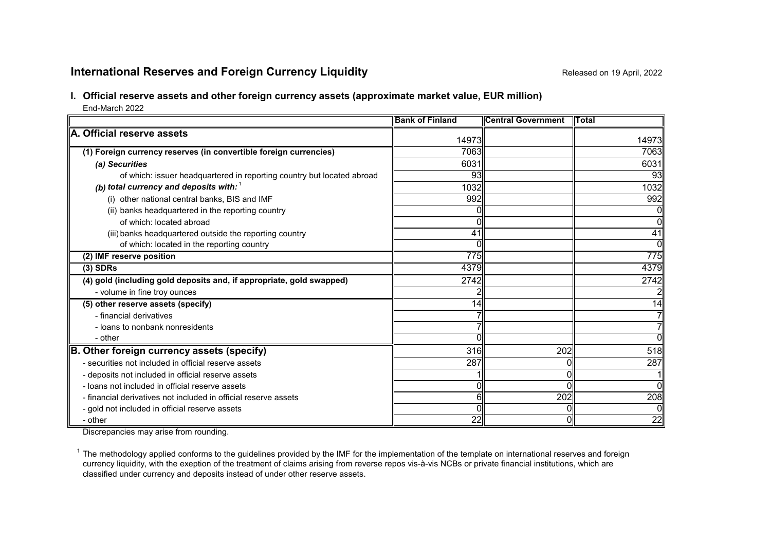## International Reserves and Foreign Currency Liquidity

Released on 19 April, 2022

### I. Official reserve assets and other foreign currency assets (approximate market value, EUR million)

End-March 2022

| | Bank of Finland | Central Government | Total |
|---|---|---|---|
| **A. Official reserve assets** | 14973 | | 14973 |
| **(1) Foreign currency reserves (in convertible foreign currencies)** | 7063 | | 7063 |
| ***(a) Securities*** | 6031 | | 6031 |
| of which: issuer headquartered in reporting country but located abroad | 93 | | 93 |
| ***(b) total currency and deposits with:*** [1] | 1032 | | 1032 |
| (i) other national central banks, BIS and IMF | 992 | | 992 |
| (ii) banks headquartered in the reporting country | 0 | | 0 |
| of which: located abroad | 0 | | 0 |
| (iii) banks headquartered outside the reporting country | 41 | | 41 |
| of which: located in the reporting country | 0 | | 0 |
| **(2) IMF reserve position** | 775 | | 775 |
| **(3) SDRs** | 4379 | | 4379 |
| **(4) gold (including gold deposits and, if appropriate, gold swapped)** | 2742 | | 2742 |
| - volume in fine troy ounces | 2 | | 2 |
| **(5) other reserve assets (specify)** | 14 | | 14 |
| - financial derivatives | 7 | | 7 |
| - loans to nonbank nonresidents | 7 | | 7 |
| - other | 0 | | 0 |
| **B. Other foreign currency assets (specify)** | 316 | 202 | 518 |
| - securities not included in official reserve assets | 287 | 0 | 287 |
| - deposits not included in official reserve assets | 1 | 0 | 1 |
| - loans not included in official reserve assets | 0 | 0 | 0 |
| - financial derivatives not included in official reserve assets | 6 | 202 | 208 |
| - gold not included in official reserve assets | 0 | 0 | 0 |
| - other | 22 | 0 | 22 |

Discrepancies may arise from rounding.

[1] The methodology applied conforms to the guidelines provided by the IMF for the implementation of the template on international reserves and foreign currency liquidity, with the exeption of the treatment of claims arising from reverse repos vis-à-vis NCBs or private financial institutions, which are classified under currency and deposits instead of under other reserve assets.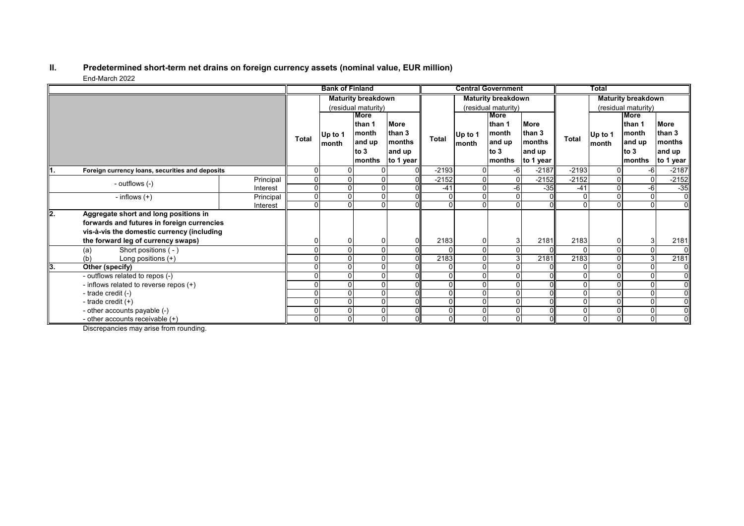## II. Predetermined short-term net drains on foreign currency assets (nominal value, EUR million)

End-March 2022

| | | Bank of Finland | | | | Central Government | | | | Total | | | |
|---|---|---|---|---|---|---|---|---|---|---|---|---|---|
| | | Total | Maturity breakdown (residual maturity) | | | Total | Maturity breakdown (residual maturity) | | | Total | Maturity breakdown (residual maturity) | | |
| | | | Up to 1 month | More than 1 month and up to 3 months | More than 3 months and up to 1 year | | Up to 1 month | More than 1 month and up to 3 months | More than 3 months and up to 1 year | | Up to 1 month | More than 1 month and up to 3 months | More than 3 months and up to 1 year |
| **1. Foreign currency loans, securities and deposits** | | 0 | 0 | 0 | 0 | -2193 | 0 | -6 | -2187 | -2193 | 0 | -6 | -2187 |
| - outflows (-) | Principal | 0 | 0 | 0 | 0 | -2152 | 0 | 0 | -2152 | -2152 | 0 | 0 | -2152 |
| | Interest | 0 | 0 | 0 | 0 | -41 | 0 | -6 | -35 | -41 | 0 | -6 | -35 |
| - inflows (+) | Principal | 0 | 0 | 0 | 0 | 0 | 0 | 0 | 0 | 0 | 0 | 0 | 0 |
| | Interest | 0 | 0 | 0 | 0 | 0 | 0 | 0 | 0 | 0 | 0 | 0 | 0 |
| **2. Aggregate short and long positions in forwards and futures in foreign currencies vis-à-vis the domestic currency (including the forward leg of currency swaps)** | | 0 | 0 | 0 | 0 | 2183 | 0 | 3 | 2181 | 2183 | 0 | 3 | 2181 |
| (a) Short positions ( - ) | | 0 | 0 | 0 | 0 | 0 | 0 | 0 | 0 | 0 | 0 | 0 | 0 |
| (b) Long positions (+) | | 0 | 0 | 0 | 0 | 2183 | 0 | 3 | 2181 | 2183 | 0 | 3 | 2181 |
| **3. Other (specify)** | | 0 | 0 | 0 | 0 | 0 | 0 | 0 | 0 | 0 | 0 | 0 | 0 |
| - outflows related to repos (-) | | 0 | 0 | 0 | 0 | 0 | 0 | 0 | 0 | 0 | 0 | 0 | 0 |
| - inflows related to reverse repos (+) | | 0 | 0 | 0 | 0 | 0 | 0 | 0 | 0 | 0 | 0 | 0 | 0 |
| - trade credit (-) | | 0 | 0 | 0 | 0 | 0 | 0 | 0 | 0 | 0 | 0 | 0 | 0 |
| - trade credit (+) | | 0 | 0 | 0 | 0 | 0 | 0 | 0 | 0 | 0 | 0 | 0 | 0 |
| - other accounts payable (-) | | 0 | 0 | 0 | 0 | 0 | 0 | 0 | 0 | 0 | 0 | 0 | 0 |
| - other accounts receivable (+) | | 0 | 0 | 0 | 0 | 0 | 0 | 0 | 0 | 0 | 0 | 0 | 0 |

Discrepancies may arise from rounding.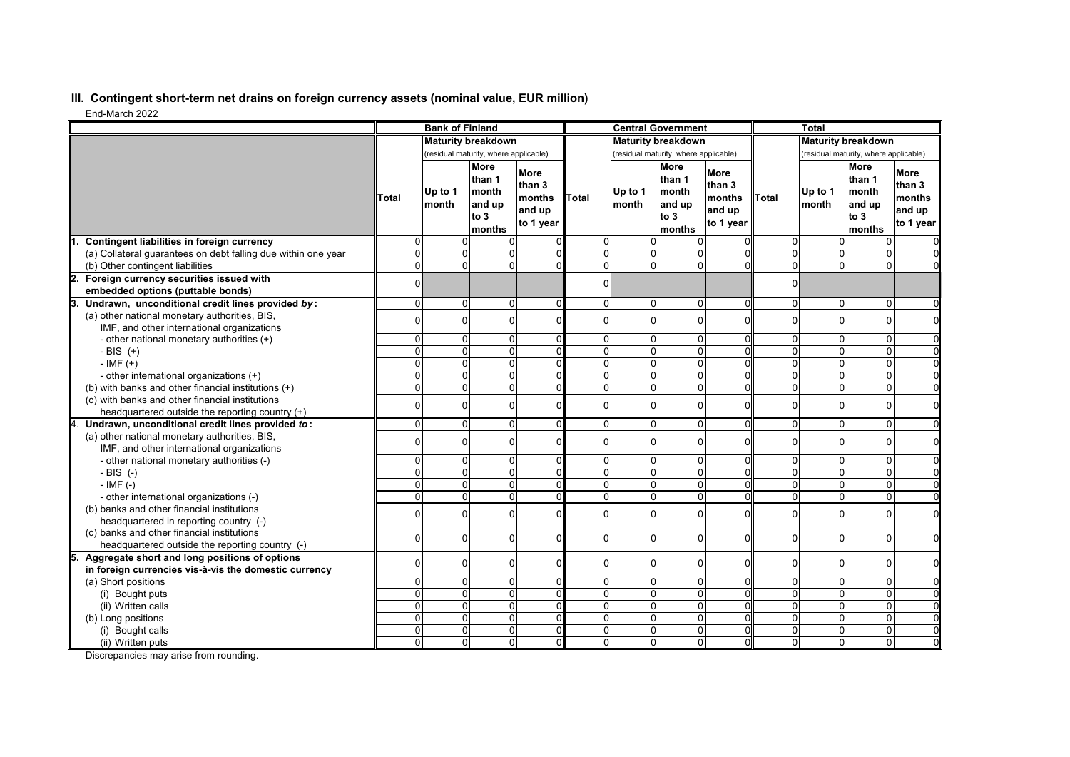## III. Contingent short-term net drains on foreign currency assets (nominal value, EUR million)

End-March 2022

| | Bank of Finland | | | | Central Government | | | | Total | | | |
|---|---|---|---|---|---|---|---|---|---|---|---|---|
| | | Maturity breakdown (residual maturity, where applicable) | | | | Maturity breakdown (residual maturity, where applicable) | | | | Maturity breakdown (residual maturity, where applicable) | | |
| | Total | Up to 1 month | More than 1 month and up to 3 months | More than 3 months and up to 1 year | Total | Up to 1 month | More than 1 month and up to 3 months | More than 3 months and up to 1 year | Total | Up to 1 month | More than 1 month and up to 3 months | More than 3 months and up to 1 year |
| **1. Contingent liabilities in foreign currency** | 0 | 0 | 0 | 0 | 0 | 0 | 0 | 0 | 0 | 0 | 0 | 0 |
| (a) Collateral guarantees on debt falling due within one year | 0 | 0 | 0 | 0 | 0 | 0 | 0 | 0 | 0 | 0 | 0 | 0 |
| (b) Other contingent liabilities | 0 | 0 | 0 | 0 | 0 | 0 | 0 | 0 | 0 | 0 | 0 | 0 |
| **2. Foreign currency securities issued with embedded options (puttable bonds)** | 0 | | | | 0 | | | | 0 | | | |
| **3. Undrawn, unconditional credit lines provided *by*:** | 0 | 0 | 0 | 0 | 0 | 0 | 0 | 0 | 0 | 0 | 0 | 0 |
| (a) other national monetary authorities, BIS, IMF, and other international organizations | 0 | 0 | 0 | 0 | 0 | 0 | 0 | 0 | 0 | 0 | 0 | 0 |
| - other national monetary authorities (+) | 0 | 0 | 0 | 0 | 0 | 0 | 0 | 0 | 0 | 0 | 0 | 0 |
| - BIS (+) | 0 | 0 | 0 | 0 | 0 | 0 | 0 | 0 | 0 | 0 | 0 | 0 |
| - IMF (+) | 0 | 0 | 0 | 0 | 0 | 0 | 0 | 0 | 0 | 0 | 0 | 0 |
| - other international organizations (+) | 0 | 0 | 0 | 0 | 0 | 0 | 0 | 0 | 0 | 0 | 0 | 0 |
| (b) with banks and other financial institutions (+) | 0 | 0 | 0 | 0 | 0 | 0 | 0 | 0 | 0 | 0 | 0 | 0 |
| (c) with banks and other financial institutions headquartered outside the reporting country (+) | 0 | 0 | 0 | 0 | 0 | 0 | 0 | 0 | 0 | 0 | 0 | 0 |
| **4. Undrawn, unconditional credit lines provided *to*:** | 0 | 0 | 0 | 0 | 0 | 0 | 0 | 0 | 0 | 0 | 0 | 0 |
| (a) other national monetary authorities, BIS, IMF, and other international organizations | 0 | 0 | 0 | 0 | 0 | 0 | 0 | 0 | 0 | 0 | 0 | 0 |
| - other national monetary authorities (-) | 0 | 0 | 0 | 0 | 0 | 0 | 0 | 0 | 0 | 0 | 0 | 0 |
| - BIS (-) | 0 | 0 | 0 | 0 | 0 | 0 | 0 | 0 | 0 | 0 | 0 | 0 |
| - IMF (-) | 0 | 0 | 0 | 0 | 0 | 0 | 0 | 0 | 0 | 0 | 0 | 0 |
| - other international organizations (-) | 0 | 0 | 0 | 0 | 0 | 0 | 0 | 0 | 0 | 0 | 0 | 0 |
| (b) banks and other financial institutions headquartered in reporting country (-) | 0 | 0 | 0 | 0 | 0 | 0 | 0 | 0 | 0 | 0 | 0 | 0 |
| (c) banks and other financial institutions headquartered outside the reporting country (-) | 0 | 0 | 0 | 0 | 0 | 0 | 0 | 0 | 0 | 0 | 0 | 0 |
| **5. Aggregate short and long positions of options in foreign currencies vis-à-vis the domestic currency** | 0 | 0 | 0 | 0 | 0 | 0 | 0 | 0 | 0 | 0 | 0 | 0 |
| (a) Short positions | 0 | 0 | 0 | 0 | 0 | 0 | 0 | 0 | 0 | 0 | 0 | 0 |
| (i) Bought puts | 0 | 0 | 0 | 0 | 0 | 0 | 0 | 0 | 0 | 0 | 0 | 0 |
| (ii) Written calls | 0 | 0 | 0 | 0 | 0 | 0 | 0 | 0 | 0 | 0 | 0 | 0 |
| (b) Long positions | 0 | 0 | 0 | 0 | 0 | 0 | 0 | 0 | 0 | 0 | 0 | 0 |
| (i) Bought calls | 0 | 0 | 0 | 0 | 0 | 0 | 0 | 0 | 0 | 0 | 0 | 0 |
| (ii) Written puts | 0 | 0 | 0 | 0 | 0 | 0 | 0 | 0 | 0 | 0 | 0 | 0 |

Discrepancies may arise from rounding.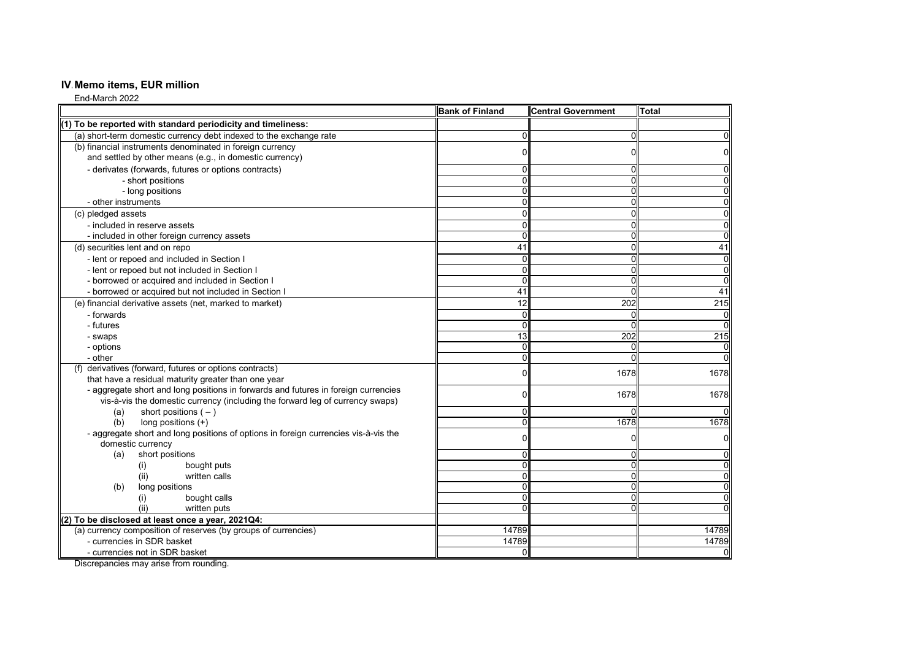## IV. Memo items, EUR million

End-March 2022

| | Bank of Finland | Central Government | Total |
|---|---|---|---|
| **(1) To be reported with standard periodicity and timeliness:** | | | |
| (a) short-term domestic currency debt indexed to the exchange rate | 0 | 0 | 0 |
| (b) financial instruments denominated in foreign currency and settled by other means (e.g., in domestic currency) | 0 | 0 | 0 |
| - derivates (forwards, futures or options contracts) | 0 | 0 | 0 |
| - short positions | 0 | 0 | 0 |
| - long positions | 0 | 0 | 0 |
| - other instruments | 0 | 0 | 0 |
| (c) pledged assets | 0 | 0 | 0 |
| - included in reserve assets | 0 | 0 | 0 |
| - included in other foreign currency assets | 0 | 0 | 0 |
| (d) securities lent and on repo | 41 | 0 | 41 |
| - lent or repoed and included in Section I | 0 | 0 | 0 |
| - lent or repoed but not included in Section I | 0 | 0 | 0 |
| - borrowed or acquired and included in Section I | 0 | 0 | 0 |
| - borrowed or acquired but not included in Section I | 41 | 0 | 41 |
| (e) financial derivative assets (net, marked to market) | 12 | 202 | 215 |
| - forwards | 0 | 0 | 0 |
| - futures | 0 | 0 | 0 |
| - swaps | 13 | 202 | 215 |
| - options | 0 | 0 | 0 |
| - other | 0 | 0 | 0 |
| (f) derivatives (forward, futures or options contracts) that have a residual maturity greater than one year | 0 | 1678 | 1678 |
| - aggregate short and long positions in forwards and futures in foreign currencies vis-à-vis the domestic currency (including the forward leg of currency swaps) | 0 | 1678 | 1678 |
| (a) short positions ( – ) | 0 | 0 | 0 |
| (b) long positions (+) | 0 | 1678 | 1678 |
| - aggregate short and long positions of options in foreign currencies vis-à-vis the domestic currency | 0 | 0 | 0 |
| (a) short positions | 0 | 0 | 0 |
| (i) bought puts | 0 | 0 | 0 |
| (ii) written calls | 0 | 0 | 0 |
| (b) long positions | 0 | 0 | 0 |
| (i) bought calls | 0 | 0 | 0 |
| (ii) written puts | 0 | 0 | 0 |
| **(2) To be disclosed at least once a year, 2021Q4:** | | | |
| (a) currency composition of reserves (by groups of currencies) | 14789 | | 14789 |
| - currencies in SDR basket | 14789 | | 14789 |
| - currencies not in SDR basket | 0 | | 0 |

Discrepancies may arise from rounding.